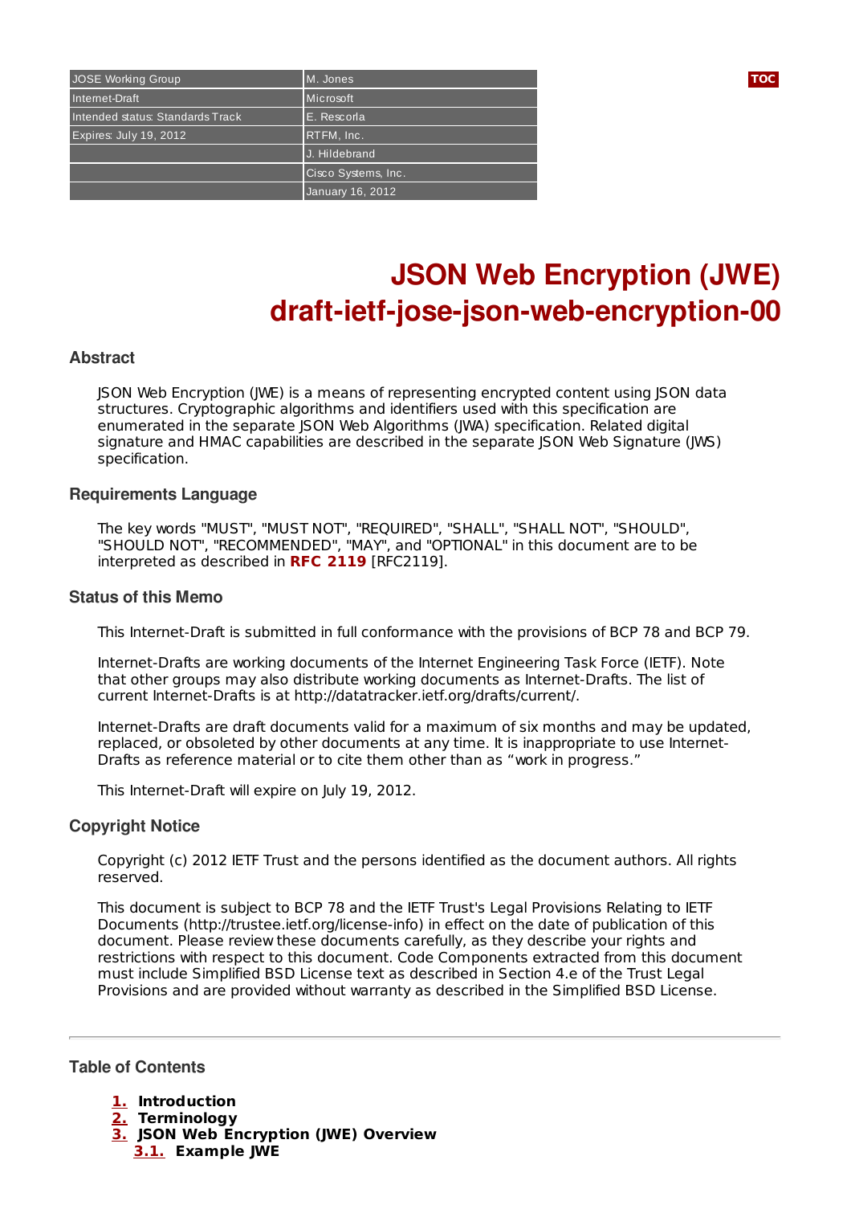| JOSE Working Group | M. Jones |
| --- | --- |
| Internet-Draft | Microsoft |
| Intended status: Standards Track | E. Rescorla |
| Expires: July 19, 2012 | RTFM, Inc. |
| | J. Hildebrand |
| | Cisco Systems, Inc. |
| | January 16, 2012 |

# JSON Web Encryption (JWE)
# draft-ietf-jose-json-web-encryption-00

### Abstract

JSON Web Encryption (JWE) is a means of representing encrypted content using JSON data structures. Cryptographic algorithms and identifiers used with this specification are enumerated in the separate JSON Web Algorithms (JWA) specification. Related digital signature and HMAC capabilities are described in the separate JSON Web Signature (JWS) specification.

### Requirements Language

The key words "MUST", "MUST NOT", "REQUIRED", "SHALL", "SHALL NOT", "SHOULD", "SHOULD NOT", "RECOMMENDED", "MAY", and "OPTIONAL" in this document are to be interpreted as described in **RFC 2119** [RFC2119].

### Status of this Memo

This Internet-Draft is submitted in full conformance with the provisions of BCP 78 and BCP 79.

Internet-Drafts are working documents of the Internet Engineering Task Force (IETF). Note that other groups may also distribute working documents as Internet-Drafts. The list of current Internet-Drafts is at http://datatracker.ietf.org/drafts/current/.

Internet-Drafts are draft documents valid for a maximum of six months and may be updated, replaced, or obsoleted by other documents at any time. It is inappropriate to use Internet-Drafts as reference material or to cite them other than as “work in progress.”

This Internet-Draft will expire on July 19, 2012.

### Copyright Notice

Copyright (c) 2012 IETF Trust and the persons identified as the document authors. All rights reserved.

This document is subject to BCP 78 and the IETF Trust's Legal Provisions Relating to IETF Documents (http://trustee.ietf.org/license-info) in effect on the date of publication of this document. Please review these documents carefully, as they describe your rights and restrictions with respect to this document. Code Components extracted from this document must include Simplified BSD License text as described in Section 4.e of the Trust Legal Provisions and are provided without warranty as described in the Simplified BSD License.

---

### Table of Contents

1. **Introduction**
2. **Terminology**
3. **JSON Web Encryption (JWE) Overview**
    - 3.1. **Example JWE**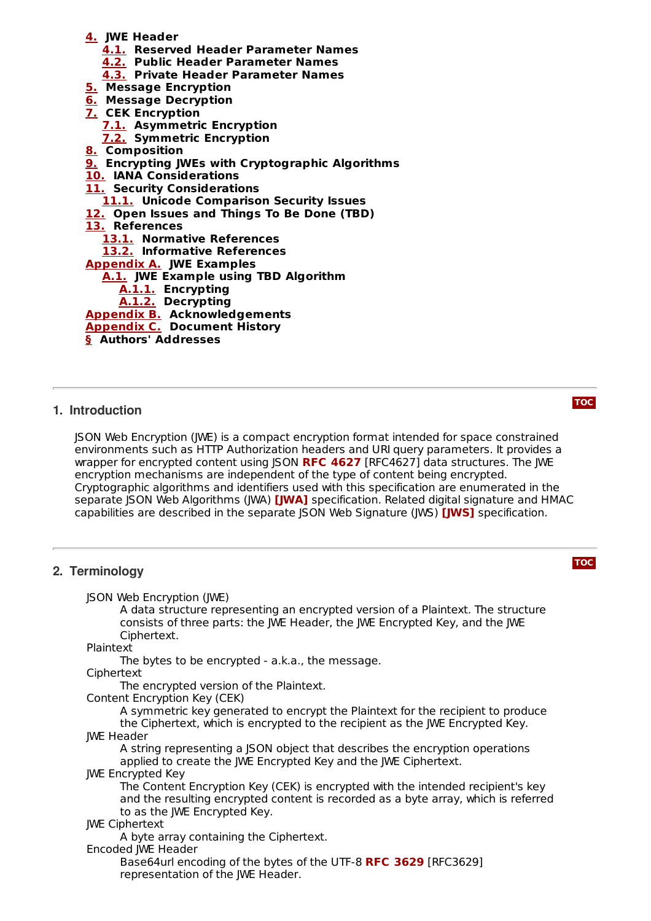- 4. JWE Header
    - 4.1. Reserved Header Parameter Names
    - 4.2. Public Header Parameter Names
    - 4.3. Private Header Parameter Names
- 5. Message Encryption
- 6. Message Decryption
- 7. CEK Encryption
    - 7.1. Asymmetric Encryption
    - 7.2. Symmetric Encryption
- 8. Composition
- 9. Encrypting JWEs with Cryptographic Algorithms
- 10. IANA Considerations
- 11. Security Considerations
    - 11.1. Unicode Comparison Security Issues
- 12. Open Issues and Things To Be Done (TBD)
- 13. References
    - 13.1. Normative References
    - 13.2. Informative References
- Appendix A. JWE Examples
    - A.1. JWE Example using TBD Algorithm
        - A.1.1. Encrypting
        - A.1.2. Decrypting
- Appendix B. Acknowledgements
- Appendix C. Document History
- § Authors' Addresses

---

## 1. Introduction

JSON Web Encryption (JWE) is a compact encryption format intended for space constrained environments such as HTTP Authorization headers and URI query parameters. It provides a wrapper for encrypted content using JSON **RFC 4627** [RFC4627] data structures. The JWE encryption mechanisms are independent of the type of content being encrypted. Cryptographic algorithms and identifiers used with this specification are enumerated in the separate JSON Web Algorithms (JWA) **[JWA]** specification. Related digital signature and HMAC capabilities are described in the separate JSON Web Signature (JWS) **[JWS]** specification.

---

## 2. Terminology

JSON Web Encryption (JWE)
: A data structure representing an encrypted version of a Plaintext. The structure consists of three parts: the JWE Header, the JWE Encrypted Key, and the JWE Ciphertext.

Plaintext
: The bytes to be encrypted - a.k.a., the message.

Ciphertext
: The encrypted version of the Plaintext.

Content Encryption Key (CEK)
: A symmetric key generated to encrypt the Plaintext for the recipient to produce the Ciphertext, which is encrypted to the recipient as the JWE Encrypted Key.

JWE Header
: A string representing a JSON object that describes the encryption operations applied to create the JWE Encrypted Key and the JWE Ciphertext.

JWE Encrypted Key
: The Content Encryption Key (CEK) is encrypted with the intended recipient's key and the resulting encrypted content is recorded as a byte array, which is referred to as the JWE Encrypted Key.

JWE Ciphertext
: A byte array containing the Ciphertext.

Encoded JWE Header
: Base64url encoding of the bytes of the UTF-8 **RFC 3629** [RFC3629] representation of the JWE Header.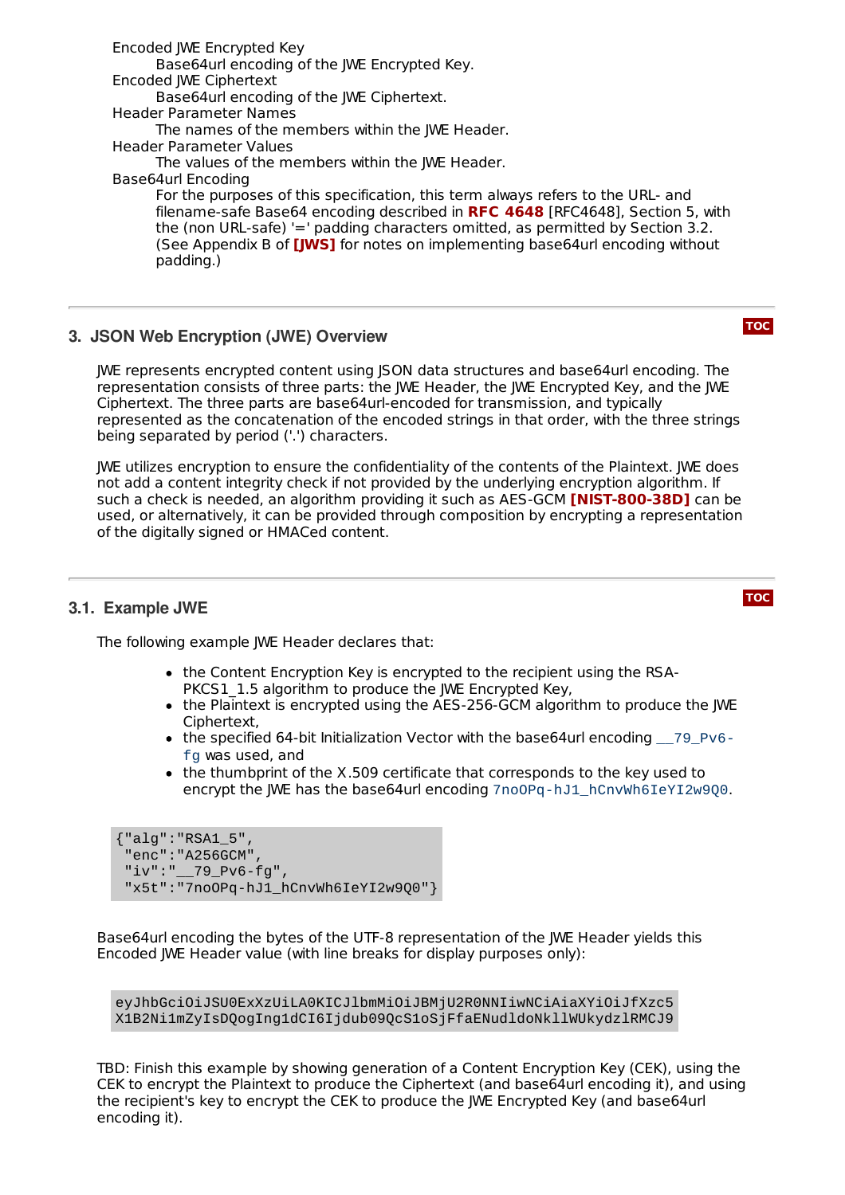Encoded JWE Encrypted Key
: Base64url encoding of the JWE Encrypted Key.

Encoded JWE Ciphertext
: Base64url encoding of the JWE Ciphertext.

Header Parameter Names
: The names of the members within the JWE Header.

Header Parameter Values
: The values of the members within the JWE Header.

Base64url Encoding
: For the purposes of this specification, this term always refers to the URL- and filename-safe Base64 encoding described in **RFC 4648** [RFC4648], Section 5, with the (non URL-safe) '=' padding characters omitted, as permitted by Section 3.2. (See Appendix B of **[JWS]** for notes on implementing base64url encoding without padding.)

## 3. JSON Web Encryption (JWE) Overview

JWE represents encrypted content using JSON data structures and base64url encoding. The representation consists of three parts: the JWE Header, the JWE Encrypted Key, and the JWE Ciphertext. The three parts are base64url-encoded for transmission, and typically represented as the concatenation of the encoded strings in that order, with the three strings being separated by period ('.') characters.

JWE utilizes encryption to ensure the confidentiality of the contents of the Plaintext. JWE does not add a content integrity check if not provided by the underlying encryption algorithm. If such a check is needed, an algorithm providing it such as AES-GCM **[NIST-800-38D]** can be used, or alternatively, it can be provided through composition by encrypting a representation of the digitally signed or HMACed content.

### 3.1. Example JWE

The following example JWE Header declares that:

- the Content Encryption Key is encrypted to the recipient using the RSA-PKCS1_1.5 algorithm to produce the JWE Encrypted Key,
- the Plaintext is encrypted using the AES-256-GCM algorithm to produce the JWE Ciphertext,
- the specified 64-bit Initialization Vector with the base64url encoding `__79_Pv6-fg` was used, and
- the thumbprint of the X.509 certificate that corresponds to the key used to encrypt the JWE has the base64url encoding `7noOPq-hJ1_hCnvWh6IeYI2w9Q0`.

```
{"alg":"RSA1_5",
 "enc":"A256GCM",
 "iv":"__79_Pv6-fg",
 "x5t":"7noOPq-hJ1_hCnvWh6IeYI2w9Q0"}
```

Base64url encoding the bytes of the UTF-8 representation of the JWE Header yields this Encoded JWE Header value (with line breaks for display purposes only):

```
eyJhbGciOiJSU0ExXzUiLA0KICJlbmMiOiJBMjU2R0NNIiwNCiAiaXYiOiJfXzc5
X1B2Ni1mZyIsDQogIng1dCI6Ijdub09QcS1oSjFfaENudldoNklWUkydzlRMCJ9
```

TBD: Finish this example by showing generation of a Content Encryption Key (CEK), using the CEK to encrypt the Plaintext to produce the Ciphertext (and base64url encoding it), and using the recipient's key to encrypt the CEK to produce the JWE Encrypted Key (and base64url encoding it).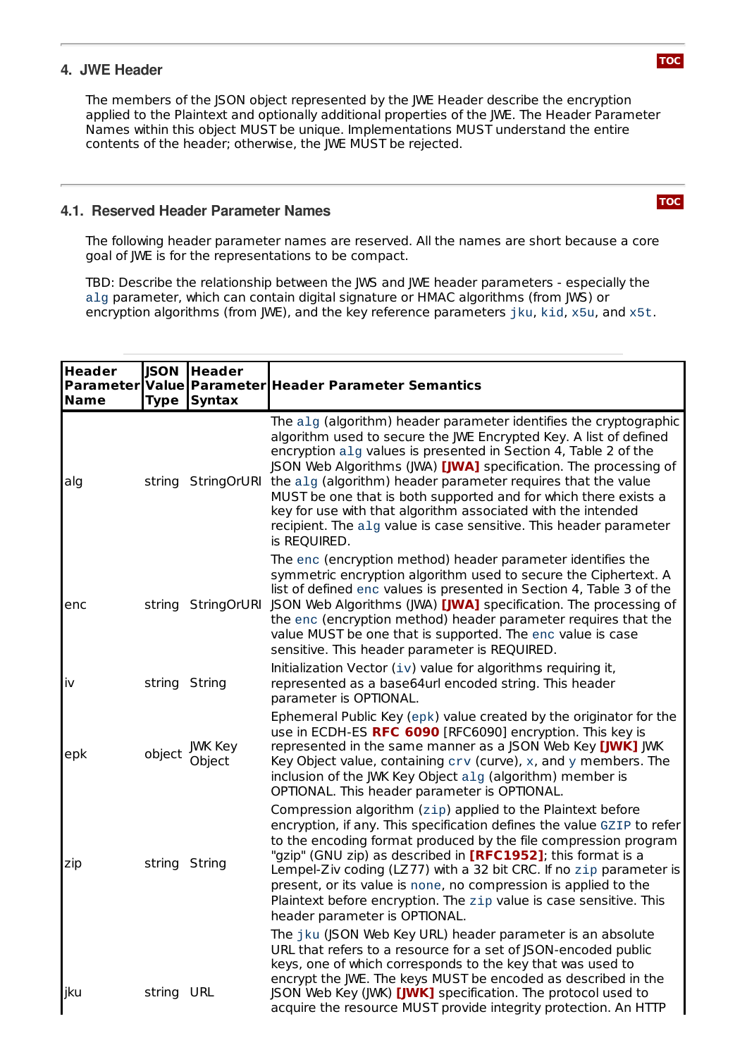## 4. JWE Header

The members of the JSON object represented by the JWE Header describe the encryption applied to the Plaintext and optionally additional properties of the JWE. The Header Parameter Names within this object MUST be unique. Implementations MUST understand the entire contents of the header; otherwise, the JWE MUST be rejected.

### 4.1. Reserved Header Parameter Names

The following header parameter names are reserved. All the names are short because a core goal of JWE is for the representations to be compact.

TBD: Describe the relationship between the JWS and JWE header parameters - especially the `alg` parameter, which can contain digital signature or HMAC algorithms (from JWS) or encryption algorithms (from JWE), and the key reference parameters `jku`, `kid`, `x5u`, and `x5t`.

| Header Parameter Name | JSON Value Type | Header Parameter Syntax | Header Parameter Semantics |
|---|---|---|---|
| alg | string | StringOrURI | The `alg` (algorithm) header parameter identifies the cryptographic algorithm used to secure the JWE Encrypted Key. A list of defined encryption `alg` values is presented in Section 4, Table 2 of the JSON Web Algorithms (JWA) **[JWA]** specification. The processing of the `alg` (algorithm) header parameter requires that the value MUST be one that is both supported and for which there exists a key for use with that algorithm associated with the intended recipient. The `alg` value is case sensitive. This header parameter is REQUIRED. |
| enc | string | StringOrURI | The `enc` (encryption method) header parameter identifies the symmetric encryption algorithm used to secure the Ciphertext. A list of defined `enc` values is presented in Section 4, Table 3 of the JSON Web Algorithms (JWA) **[JWA]** specification. The processing of the `enc` (encryption method) header parameter requires that the value MUST be one that is supported. The `enc` value is case sensitive. This header parameter is REQUIRED. |
| iv | string | String | Initialization Vector (`iv`) value for algorithms requiring it, represented as a base64url encoded string. This header parameter is OPTIONAL. |
| epk | object | JWK Key Object | Ephemeral Public Key (`epk`) value created by the originator for the use in ECDH-ES **RFC 6090** [RFC6090] encryption. This key is represented in the same manner as a JSON Web Key **[JWK]** JWK Key Object value, containing `crv` (curve), `x`, and `y` members. The inclusion of the JWK Key Object `alg` (algorithm) member is OPTIONAL. This header parameter is OPTIONAL. |
| zip | string | String | Compression algorithm (`zip`) applied to the Plaintext before encryption, if any. This specification defines the value `GZIP` to refer to the encoding format produced by the file compression program "gzip" (GNU zip) as described in **[RFC1952]**; this format is a Lempel-Ziv coding (LZ77) with a 32 bit CRC. If no `zip` parameter is present, or its value is `none`, no compression is applied to the Plaintext before encryption. The `zip` value is case sensitive. This header parameter is OPTIONAL. |
| jku | string | URL | The `jku` (JSON Web Key URL) header parameter is an absolute URL that refers to a resource for a set of JSON-encoded public keys, one of which corresponds to the key that was used to encrypt the JWE. The keys MUST be encoded as described in the JSON Web Key (JWK) **[JWK]** specification. The protocol used to acquire the resource MUST provide integrity protection. An HTTP |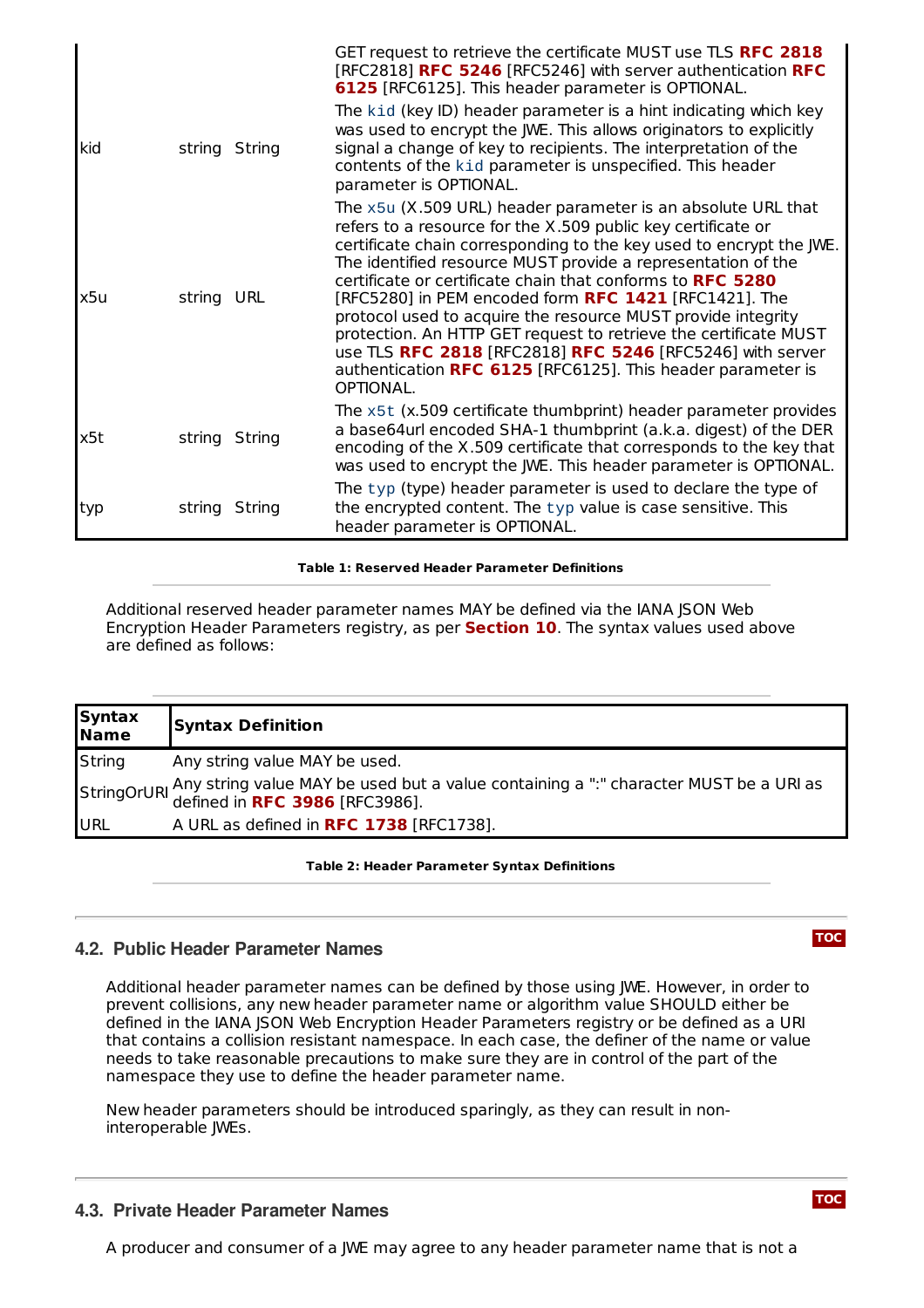| | | | |
|---|---|---|---|
| | | | GET request to retrieve the certificate MUST use TLS **RFC 2818** [RFC2818] **RFC 5246** [RFC5246] with server authentication **RFC 6125** [RFC6125]. This header parameter is OPTIONAL. |
| kid | string | String | The `kid` (key ID) header parameter is a hint indicating which key was used to encrypt the JWE. This allows originators to explicitly signal a change of key to recipients. The interpretation of the contents of the `kid` parameter is unspecified. This header parameter is OPTIONAL. |
| x5u | string | URL | The `x5u` (X.509 URL) header parameter is an absolute URL that refers to a resource for the X.509 public key certificate or certificate chain corresponding to the key used to encrypt the JWE. The identified resource MUST provide a representation of the certificate or certificate chain that conforms to **RFC 5280** [RFC5280] in PEM encoded form **RFC 1421** [RFC1421]. The protocol used to acquire the resource MUST provide integrity protection. An HTTP GET request to retrieve the certificate MUST use TLS **RFC 2818** [RFC2818] **RFC 5246** [RFC5246] with server authentication **RFC 6125** [RFC6125]. This header parameter is OPTIONAL. |
| x5t | string | String | The `x5t` (x.509 certificate thumbprint) header parameter provides a base64url encoded SHA-1 thumbprint (a.k.a. digest) of the DER encoding of the X.509 certificate that corresponds to the key that was used to encrypt the JWE. This header parameter is OPTIONAL. |
| typ | string | String | The `typ` (type) header parameter is used to declare the type of the encrypted content. The `typ` value is case sensitive. This header parameter is OPTIONAL. |

**Table 1: Reserved Header Parameter Definitions**

Additional reserved header parameter names MAY be defined via the IANA JSON Web Encryption Header Parameters registry, as per **Section 10**. The syntax values used above are defined as follows:

| Syntax Name | Syntax Definition |
|---|---|
| String | Any string value MAY be used. |
| StringOrURI | Any string value MAY be used but a value containing a ":" character MUST be a URI as defined in **RFC 3986** [RFC3986]. |
| URL | A URL as defined in **RFC 1738** [RFC1738]. |

**Table 2: Header Parameter Syntax Definitions**

## 4.2. Public Header Parameter Names

Additional header parameter names can be defined by those using JWE. However, in order to prevent collisions, any new header parameter name or algorithm value SHOULD either be defined in the IANA JSON Web Encryption Header Parameters registry or be defined as a URI that contains a collision resistant namespace. In each case, the definer of the name or value needs to take reasonable precautions to make sure they are in control of the part of the namespace they use to define the header parameter name.

New header parameters should be introduced sparingly, as they can result in non-interoperable JWEs.

## 4.3. Private Header Parameter Names

A producer and consumer of a JWE may agree to any header parameter name that is not a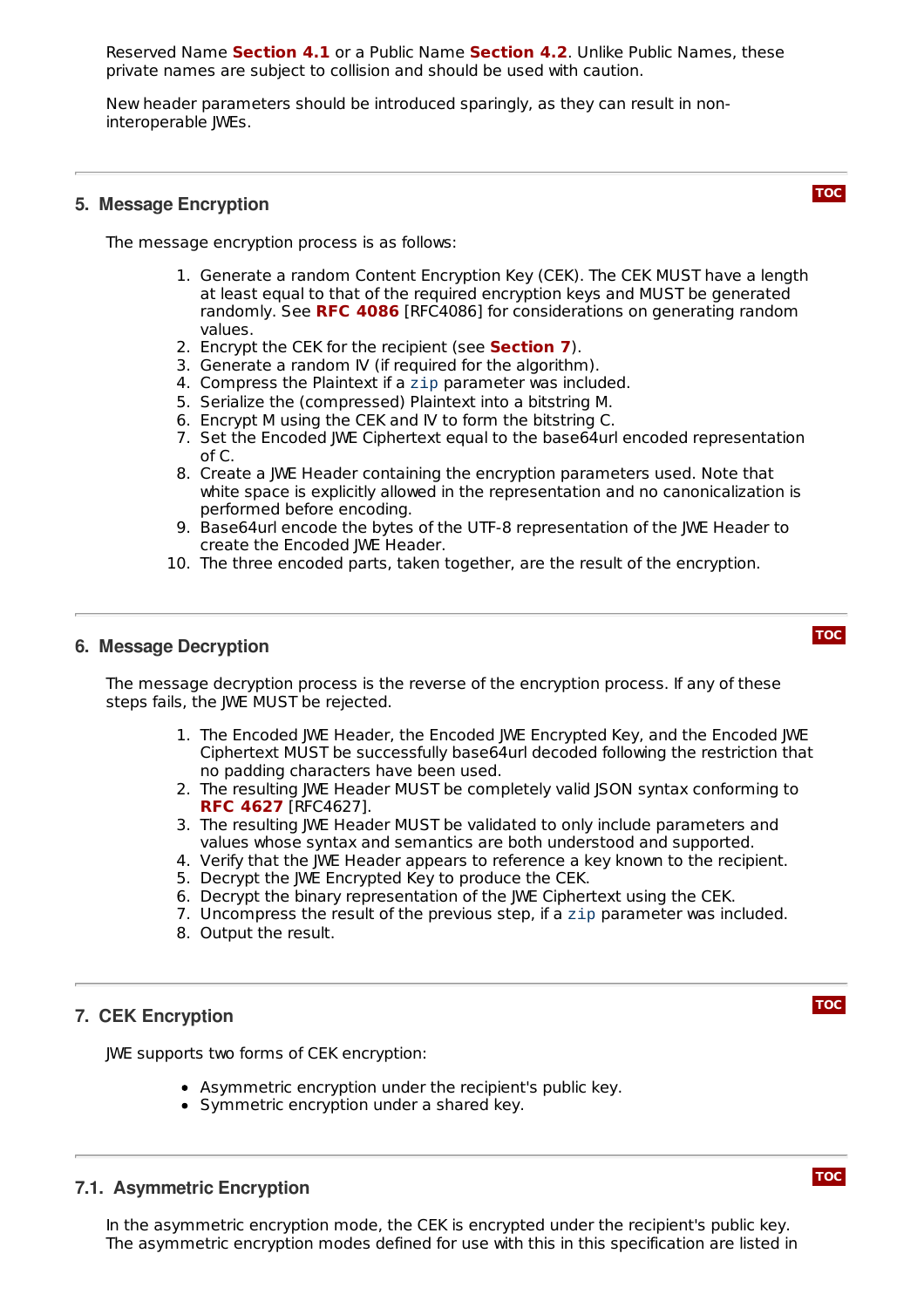Reserved Name **Section 4.1** or a Public Name **Section 4.2**. Unlike Public Names, these private names are subject to collision and should be used with caution.

New header parameters should be introduced sparingly, as they can result in non-interoperable JWEs.

## 5. Message Encryption

The message encryption process is as follows:

1. Generate a random Content Encryption Key (CEK). The CEK MUST have a length at least equal to that of the required encryption keys and MUST be generated randomly. See **RFC 4086** [RFC4086] for considerations on generating random values.
2. Encrypt the CEK for the recipient (see **Section 7**).
3. Generate a random IV (if required for the algorithm).
4. Compress the Plaintext if a `zip` parameter was included.
5. Serialize the (compressed) Plaintext into a bitstring M.
6. Encrypt M using the CEK and IV to form the bitstring C.
7. Set the Encoded JWE Ciphertext equal to the base64url encoded representation of C.
8. Create a JWE Header containing the encryption parameters used. Note that white space is explicitly allowed in the representation and no canonicalization is performed before encoding.
9. Base64url encode the bytes of the UTF-8 representation of the JWE Header to create the Encoded JWE Header.
10. The three encoded parts, taken together, are the result of the encryption.

## 6. Message Decryption

The message decryption process is the reverse of the encryption process. If any of these steps fails, the JWE MUST be rejected.

1. The Encoded JWE Header, the Encoded JWE Encrypted Key, and the Encoded JWE Ciphertext MUST be successfully base64url decoded following the restriction that no padding characters have been used.
2. The resulting JWE Header MUST be completely valid JSON syntax conforming to **RFC 4627** [RFC4627].
3. The resulting JWE Header MUST be validated to only include parameters and values whose syntax and semantics are both understood and supported.
4. Verify that the JWE Header appears to reference a key known to the recipient.
5. Decrypt the JWE Encrypted Key to produce the CEK.
6. Decrypt the binary representation of the JWE Ciphertext using the CEK.
7. Uncompress the result of the previous step, if a `zip` parameter was included.
8. Output the result.

## 7. CEK Encryption

JWE supports two forms of CEK encryption:

- Asymmetric encryption under the recipient's public key.
- Symmetric encryption under a shared key.

### 7.1. Asymmetric Encryption

In the asymmetric encryption mode, the CEK is encrypted under the recipient's public key. The asymmetric encryption modes defined for use with this in this specification are listed in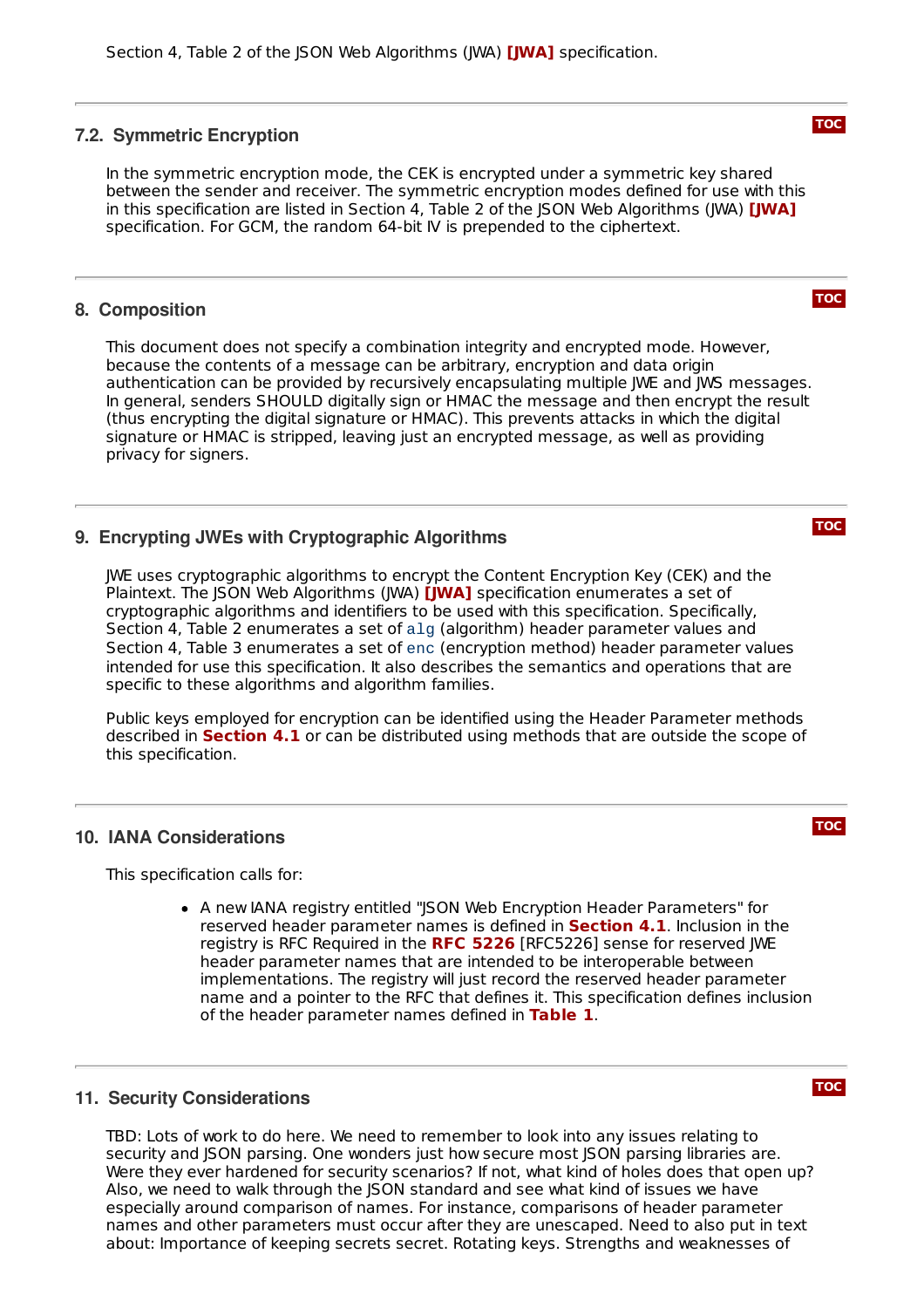Section 4, Table 2 of the JSON Web Algorithms (JWA) [JWA] specification.

## 7.2. Symmetric Encryption

In the symmetric encryption mode, the CEK is encrypted under a symmetric key shared between the sender and receiver. The symmetric encryption modes defined for use with this in this specification are listed in Section 4, Table 2 of the JSON Web Algorithms (JWA) [JWA] specification. For GCM, the random 64-bit IV is prepended to the ciphertext.

# 8. Composition

This document does not specify a combination integrity and encrypted mode. However, because the contents of a message can be arbitrary, encryption and data origin authentication can be provided by recursively encapsulating multiple JWE and JWS messages. In general, senders SHOULD digitally sign or HMAC the message and then encrypt the result (thus encrypting the digital signature or HMAC). This prevents attacks in which the digital signature or HMAC is stripped, leaving just an encrypted message, as well as providing privacy for signers.

# 9. Encrypting JWEs with Cryptographic Algorithms

JWE uses cryptographic algorithms to encrypt the Content Encryption Key (CEK) and the Plaintext. The JSON Web Algorithms (JWA) [JWA] specification enumerates a set of cryptographic algorithms and identifiers to be used with this specification. Specifically, Section 4, Table 2 enumerates a set of `alg` (algorithm) header parameter values and Section 4, Table 3 enumerates a set of `enc` (encryption method) header parameter values intended for use this specification. It also describes the semantics and operations that are specific to these algorithms and algorithm families.

Public keys employed for encryption can be identified using the Header Parameter methods described in **Section 4.1** or can be distributed using methods that are outside the scope of this specification.

# 10. IANA Considerations

This specification calls for:

- A new IANA registry entitled "JSON Web Encryption Header Parameters" for reserved header parameter names is defined in **Section 4.1**. Inclusion in the registry is RFC Required in the **RFC 5226** [RFC5226] sense for reserved JWE header parameter names that are intended to be interoperable between implementations. The registry will just record the reserved header parameter name and a pointer to the RFC that defines it. This specification defines inclusion of the header parameter names defined in **Table 1**.

# 11. Security Considerations

TBD: Lots of work to do here. We need to remember to look into any issues relating to security and JSON parsing. One wonders just how secure most JSON parsing libraries are. Were they ever hardened for security scenarios? If not, what kind of holes does that open up? Also, we need to walk through the JSON standard and see what kind of issues we have especially around comparison of names. For instance, comparisons of header parameter names and other parameters must occur after they are unescaped. Need to also put in text about: Importance of keeping secrets secret. Rotating keys. Strengths and weaknesses of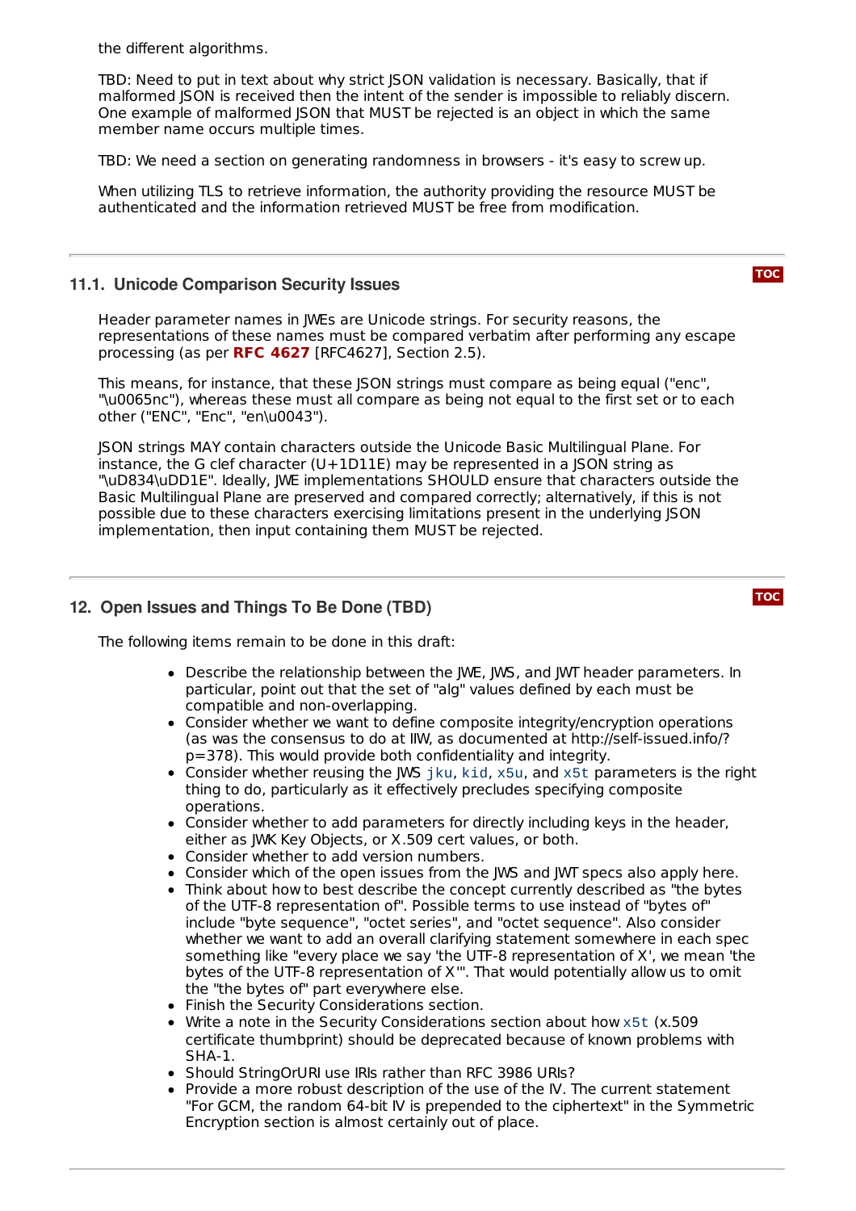the different algorithms.

TBD: Need to put in text about why strict JSON validation is necessary. Basically, that if malformed JSON is received then the intent of the sender is impossible to reliably discern. One example of malformed JSON that MUST be rejected is an object in which the same member name occurs multiple times.

TBD: We need a section on generating randomness in browsers - it's easy to screw up.

When utilizing TLS to retrieve information, the authority providing the resource MUST be authenticated and the information retrieved MUST be free from modification.

### 11.1. Unicode Comparison Security Issues

Header parameter names in JWEs are Unicode strings. For security reasons, the representations of these names must be compared verbatim after performing any escape processing (as per **RFC 4627** [RFC4627], Section 2.5).

This means, for instance, that these JSON strings must compare as being equal ("enc", "\u0065nc"), whereas these must all compare as being not equal to the first set or to each other ("ENC", "Enc", "en\u0043").

JSON strings MAY contain characters outside the Unicode Basic Multilingual Plane. For instance, the G clef character (U+1D11E) may be represented in a JSON string as "\uD834\uDD1E". Ideally, JWE implementations SHOULD ensure that characters outside the Basic Multilingual Plane are preserved and compared correctly; alternatively, if this is not possible due to these characters exercising limitations present in the underlying JSON implementation, then input containing them MUST be rejected.

## 12. Open Issues and Things To Be Done (TBD)

The following items remain to be done in this draft:

- Describe the relationship between the JWE, JWS, and JWT header parameters. In particular, point out that the set of "alg" values defined by each must be compatible and non-overlapping.
- Consider whether we want to define composite integrity/encryption operations (as was the consensus to do at IIW, as documented at http://self-issued.info/?p=378). This would provide both confidentiality and integrity.
- Consider whether reusing the JWS `jku`, `kid`, `x5u`, and `x5t` parameters is the right thing to do, particularly as it effectively precludes specifying composite operations.
- Consider whether to add parameters for directly including keys in the header, either as JWK Key Objects, or X.509 cert values, or both.
- Consider whether to add version numbers.
- Consider which of the open issues from the JWS and JWT specs also apply here.
- Think about how to best describe the concept currently described as "the bytes of the UTF-8 representation of". Possible terms to use instead of "bytes of" include "byte sequence", "octet series", and "octet sequence". Also consider whether we want to add an overall clarifying statement somewhere in each spec something like "every place we say 'the UTF-8 representation of X', we mean 'the bytes of the UTF-8 representation of X'". That would potentially allow us to omit the "the bytes of" part everywhere else.
- Finish the Security Considerations section.
- Write a note in the Security Considerations section about how `x5t` (x.509 certificate thumbprint) should be deprecated because of known problems with SHA-1.
- Should StringOrURI use IRIs rather than RFC 3986 URIs?
- Provide a more robust description of the use of the IV. The current statement "For GCM, the random 64-bit IV is prepended to the ciphertext" in the Symmetric Encryption section is almost certainly out of place.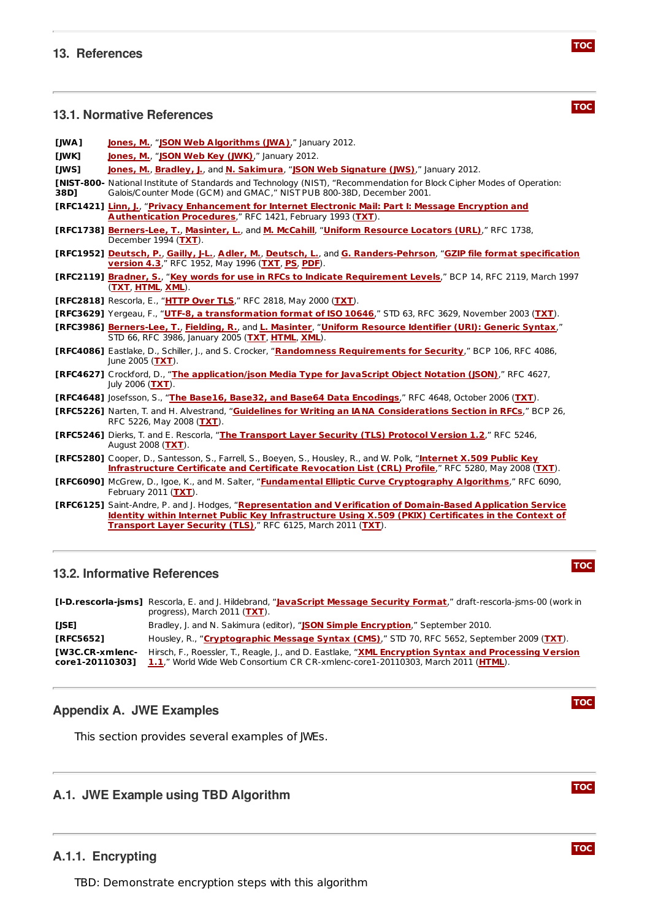## 13. References

### 13.1. Normative References

**[JWA]** Jones, M., "JSON Web Algorithms (JWA)," January 2012.

**[JWK]** Jones, M., "JSON Web Key (JWK)," January 2012.

**[JWS]** Jones, M., Bradley, J., and N. Sakimura, "JSON Web Signature (JWS)," January 2012.

**[NIST-800-38D]** National Institute of Standards and Technology (NIST), "Recommendation for Block Cipher Modes of Operation: Galois/Counter Mode (GCM) and GMAC," NIST PUB 800-38D, December 2001.

**[RFC1421]** Linn, J., "Privacy Enhancement for Internet Electronic Mail: Part I: Message Encryption and Authentication Procedures," RFC 1421, February 1993 (TXT).

**[RFC1738]** Berners-Lee, T., Masinter, L., and M. McCahill, "Uniform Resource Locators (URL)," RFC 1738, December 1994 (TXT).

**[RFC1952]** Deutsch, P., Gailly, J-L., Adler, M., Deutsch, L., and G. Randers-Pehrson, "GZIP file format specification version 4.3," RFC 1952, May 1996 (TXT, PS, PDF).

**[RFC2119]** Bradner, S., "Key words for use in RFCs to Indicate Requirement Levels," BCP 14, RFC 2119, March 1997 (TXT, HTML, XML).

**[RFC2818]** Rescorla, E., "HTTP Over TLS," RFC 2818, May 2000 (TXT).

**[RFC3629]** Yergeau, F., "UTF-8, a transformation format of ISO 10646," STD 63, RFC 3629, November 2003 (TXT).

**[RFC3986]** Berners-Lee, T., Fielding, R., and L. Masinter, "Uniform Resource Identifier (URI): Generic Syntax," STD 66, RFC 3986, January 2005 (TXT, HTML, XML).

**[RFC4086]** Eastlake, D., Schiller, J., and S. Crocker, "Randomness Requirements for Security," BCP 106, RFC 4086, June 2005 (TXT).

**[RFC4627]** Crockford, D., "The application/json Media Type for JavaScript Object Notation (JSON)," RFC 4627, July 2006 (TXT).

**[RFC4648]** Josefsson, S., "The Base16, Base32, and Base64 Data Encodings," RFC 4648, October 2006 (TXT).

**[RFC5226]** Narten, T. and H. Alvestrand, "Guidelines for Writing an IANA Considerations Section in RFCs," BCP 26, RFC 5226, May 2008 (TXT).

**[RFC5246]** Dierks, T. and E. Rescorla, "The Transport Layer Security (TLS) Protocol Version 1.2," RFC 5246, August 2008 (TXT).

**[RFC5280]** Cooper, D., Santesson, S., Farrell, S., Boeyen, S., Housley, R., and W. Polk, "Internet X.509 Public Key Infrastructure Certificate and Certificate Revocation List (CRL) Profile," RFC 5280, May 2008 (TXT).

**[RFC6090]** McGrew, D., Igoe, K., and M. Salter, "Fundamental Elliptic Curve Cryptography Algorithms," RFC 6090, February 2011 (TXT).

**[RFC6125]** Saint-Andre, P. and J. Hodges, "Representation and Verification of Domain-Based Application Service Identity within Internet Public Key Infrastructure Using X.509 (PKIX) Certificates in the Context of Transport Layer Security (TLS)," RFC 6125, March 2011 (TXT).

### 13.2. Informative References

**[I-D.rescorla-jsms]** Rescorla, E. and J. Hildebrand, "JavaScript Message Security Format," draft-rescorla-jsms-00 (work in progress), March 2011 (TXT).

**[JSE]** Bradley, J. and N. Sakimura (editor), "JSON Simple Encryption," September 2010.

**[RFC5652]** Housley, R., "Cryptographic Message Syntax (CMS)," STD 70, RFC 5652, September 2009 (TXT).

**[W3C.CR-xmlenc-core1-20110303]** Hirsch, F., Roessler, T., Reagle, J., and D. Eastlake, "XML Encryption Syntax and Processing Version 1.1," World Wide Web Consortium CR CR-xmlenc-core1-20110303, March 2011 (HTML).

## Appendix A. JWE Examples

This section provides several examples of JWEs.

### A.1. JWE Example using TBD Algorithm

#### A.1.1. Encrypting

TBD: Demonstrate encryption steps with this algorithm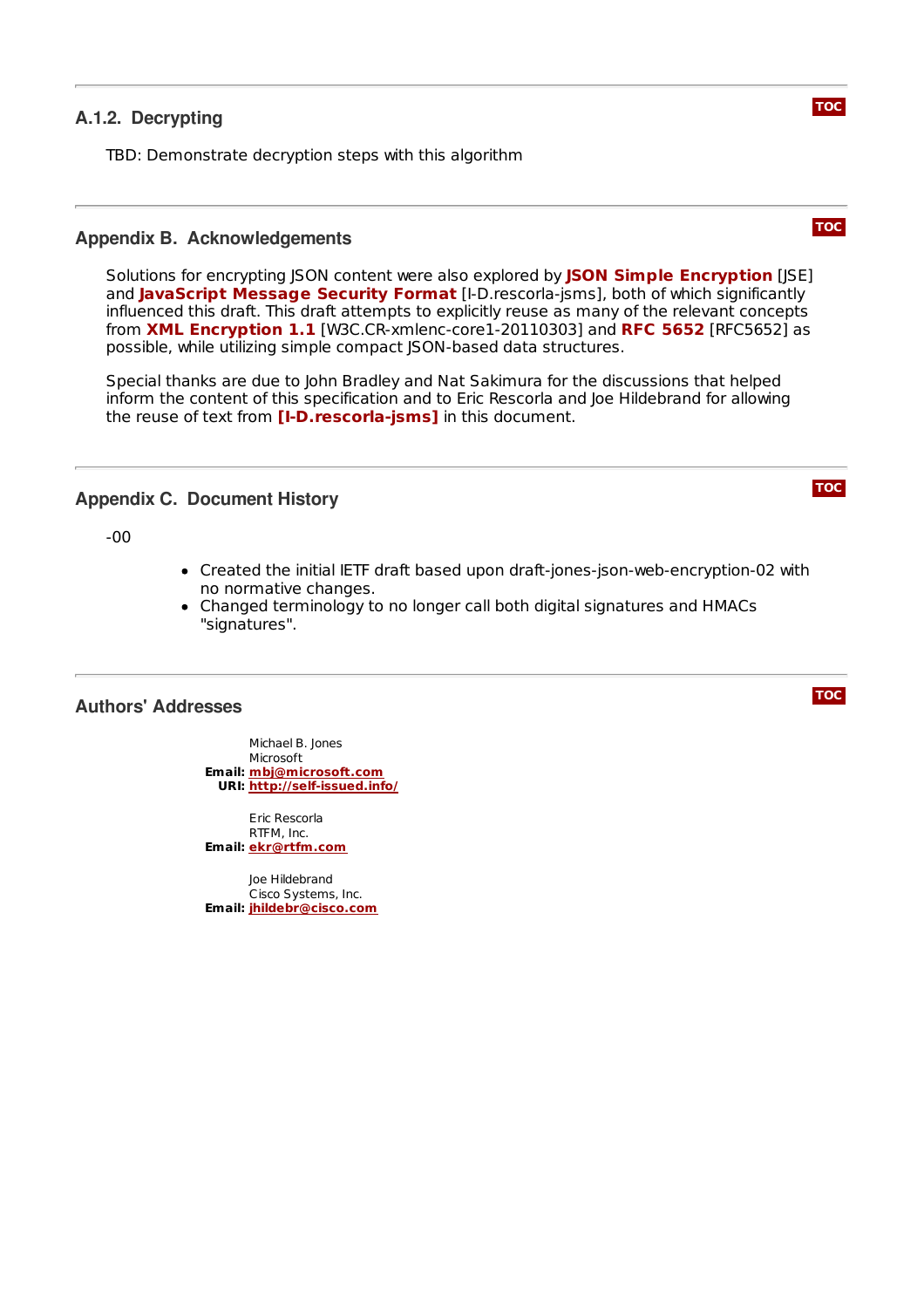### A.1.2. Decrypting

TBD: Demonstrate decryption steps with this algorithm

## Appendix B. Acknowledgements

Solutions for encrypting JSON content were also explored by **JSON Simple Encryption** [JSE] and **JavaScript Message Security Format** [I-D.rescorla-jsms], both of which significantly influenced this draft. This draft attempts to explicitly reuse as many of the relevant concepts from **XML Encryption 1.1** [W3C.CR-xmlenc-core1-20110303] and **RFC 5652** [RFC5652] as possible, while utilizing simple compact JSON-based data structures.

Special thanks are due to John Bradley and Nat Sakimura for the discussions that helped inform the content of this specification and to Eric Rescorla and Joe Hildebrand for allowing the reuse of text from **[I-D.rescorla-jsms]** in this document.

## Appendix C. Document History

-00

- Created the initial IETF draft based upon draft-jones-json-web-encryption-02 with no normative changes.
- Changed terminology to no longer call both digital signatures and HMACs "signatures".

## Authors' Addresses

Michael B. Jones
Microsoft
**Email:** mbj@microsoft.com
**URI:** http://self-issued.info/

Eric Rescorla
RTFM, Inc.
**Email:** ekr@rtfm.com

Joe Hildebrand
Cisco Systems, Inc.
**Email:** jhildebr@cisco.com